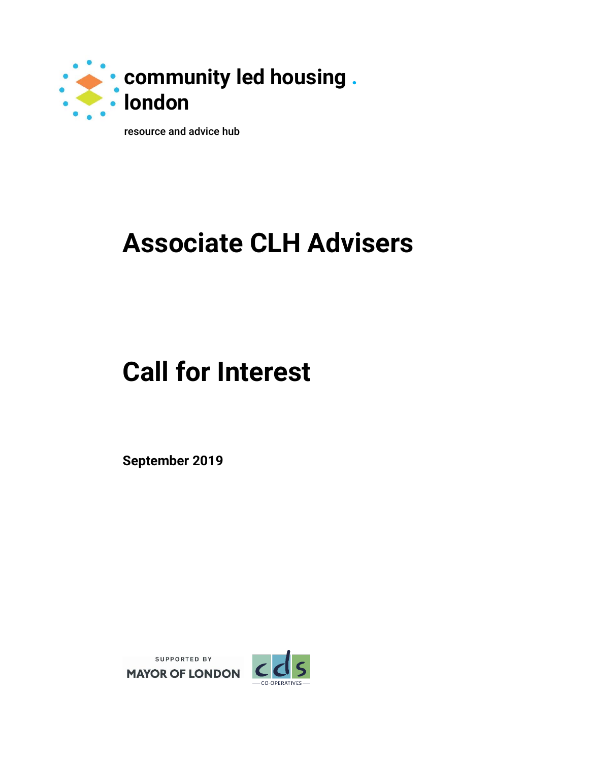community led housing .
london

resource and advice hub

# Associate CLH Advisers

# Call for Interest

**September 2019**

SUPPORTED BY
MAYOR OF LONDON

cds
CO-OPERATIVES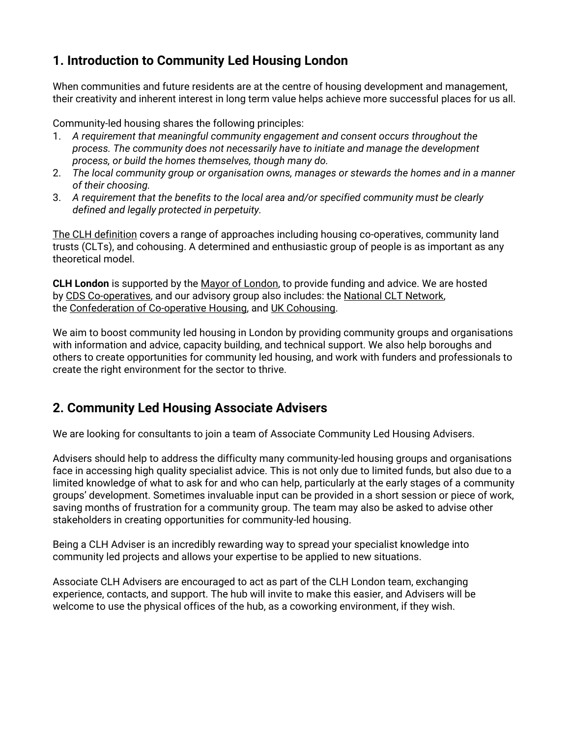## 1. Introduction to Community Led Housing London

When communities and future residents are at the centre of housing development and management, their creativity and inherent interest in long term value helps achieve more successful places for us all.

Community-led housing shares the following principles:

1. *A requirement that meaningful community engagement and consent occurs throughout the process. The community does not necessarily have to initiate and manage the development process, or build the homes themselves, though many do.*
2. *The local community group or organisation owns, manages or stewards the homes and in a manner of their choosing.*
3. *A requirement that the benefits to the local area and/or specified community must be clearly defined and legally protected in perpetuity.*

The CLH definition covers a range of approaches including housing co-operatives, community land trusts (CLTs), and cohousing. A determined and enthusiastic group of people is as important as any theoretical model.

**CLH London** is supported by the Mayor of London, to provide funding and advice. We are hosted by CDS Co-operatives, and our advisory group also includes: the National CLT Network, the Confederation of Co-operative Housing, and UK Cohousing.

We aim to boost community led housing in London by providing community groups and organisations with information and advice, capacity building, and technical support. We also help boroughs and others to create opportunities for community led housing, and work with funders and professionals to create the right environment for the sector to thrive.

## 2. Community Led Housing Associate Advisers

We are looking for consultants to join a team of Associate Community Led Housing Advisers.

Advisers should help to address the difficulty many community-led housing groups and organisations face in accessing high quality specialist advice. This is not only due to limited funds, but also due to a limited knowledge of what to ask for and who can help, particularly at the early stages of a community groups' development. Sometimes invaluable input can be provided in a short session or piece of work, saving months of frustration for a community group. The team may also be asked to advise other stakeholders in creating opportunities for community-led housing.

Being a CLH Adviser is an incredibly rewarding way to spread your specialist knowledge into community led projects and allows your expertise to be applied to new situations.

Associate CLH Advisers are encouraged to act as part of the CLH London team, exchanging experience, contacts, and support. The hub will invite to make this easier, and Advisers will be welcome to use the physical offices of the hub, as a coworking environment, if they wish.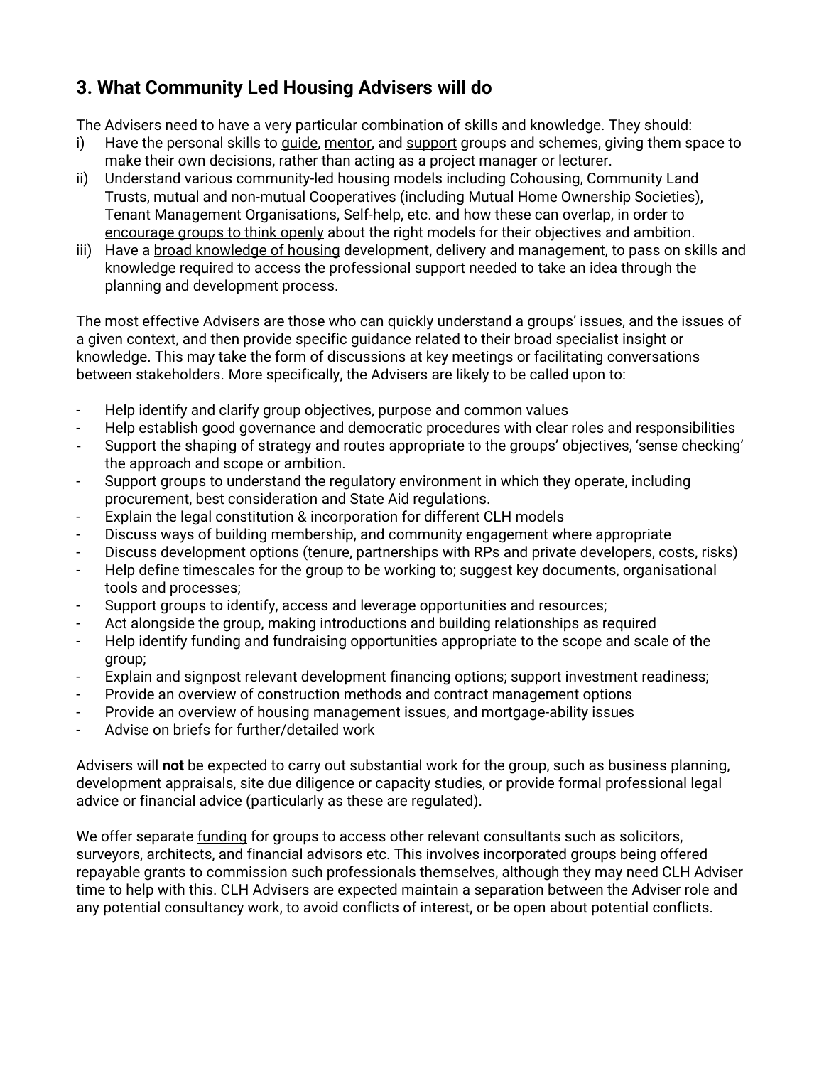## 3. What Community Led Housing Advisers will do

The Advisers need to have a very particular combination of skills and knowledge. They should:

i) Have the personal skills to guide, mentor, and support groups and schemes, giving them space to make their own decisions, rather than acting as a project manager or lecturer.
ii) Understand various community-led housing models including Cohousing, Community Land Trusts, mutual and non-mutual Cooperatives (including Mutual Home Ownership Societies), Tenant Management Organisations, Self-help, etc. and how these can overlap, in order to encourage groups to think openly about the right models for their objectives and ambition.
iii) Have a broad knowledge of housing development, delivery and management, to pass on skills and knowledge required to access the professional support needed to take an idea through the planning and development process.

The most effective Advisers are those who can quickly understand a groups' issues, and the issues of a given context, and then provide specific guidance related to their broad specialist insight or knowledge. This may take the form of discussions at key meetings or facilitating conversations between stakeholders. More specifically, the Advisers are likely to be called upon to:

- Help identify and clarify group objectives, purpose and common values
- Help establish good governance and democratic procedures with clear roles and responsibilities
- Support the shaping of strategy and routes appropriate to the groups' objectives, 'sense checking' the approach and scope or ambition.
- Support groups to understand the regulatory environment in which they operate, including procurement, best consideration and State Aid regulations.
- Explain the legal constitution & incorporation for different CLH models
- Discuss ways of building membership, and community engagement where appropriate
- Discuss development options (tenure, partnerships with RPs and private developers, costs, risks)
- Help define timescales for the group to be working to; suggest key documents, organisational tools and processes;
- Support groups to identify, access and leverage opportunities and resources;
- Act alongside the group, making introductions and building relationships as required
- Help identify funding and fundraising opportunities appropriate to the scope and scale of the group;
- Explain and signpost relevant development financing options; support investment readiness;
- Provide an overview of construction methods and contract management options
- Provide an overview of housing management issues, and mortgage-ability issues
- Advise on briefs for further/detailed work

Advisers will **not** be expected to carry out substantial work for the group, such as business planning, development appraisals, site due diligence or capacity studies, or provide formal professional legal advice or financial advice (particularly as these are regulated).

We offer separate funding for groups to access other relevant consultants such as solicitors, surveyors, architects, and financial advisors etc. This involves incorporated groups being offered repayable grants to commission such professionals themselves, although they may need CLH Adviser time to help with this. CLH Advisers are expected maintain a separation between the Adviser role and any potential consultancy work, to avoid conflicts of interest, or be open about potential conflicts.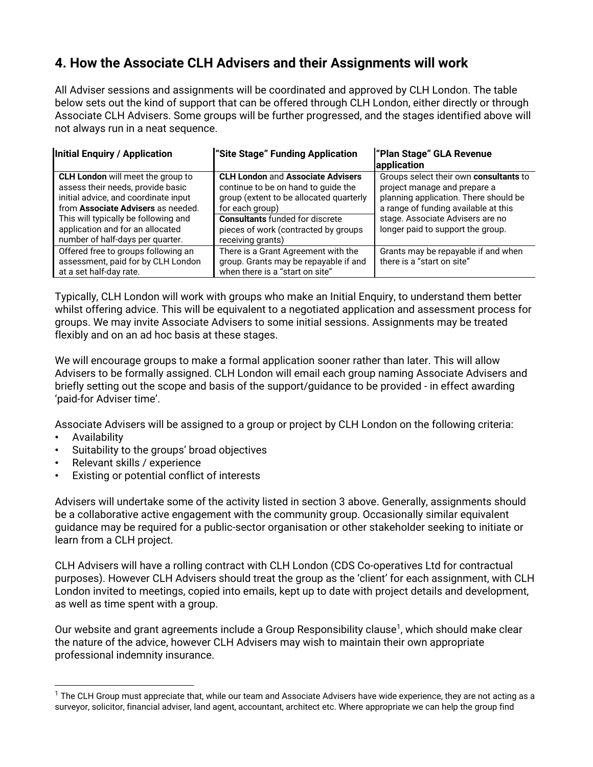## 4. How the Associate CLH Advisers and their Assignments will work

All Adviser sessions and assignments will be coordinated and approved by CLH London. The table below sets out the kind of support that can be offered through CLH London, either directly or through Associate CLH Advisers. Some groups will be further progressed, and the stages identified above will not always run in a neat sequence.

| Initial Enquiry / Application | "Site Stage" Funding Application | "Plan Stage" GLA Revenue application |
|---|---|---|
| **CLH London** will meet the group to assess their needs, provide basic initial advice, and coordinate input from **Associate Advisers** as needed. This will typically be following and application and for an allocated number of half-days per quarter. | **CLH London** and **Associate Advisers** continue to be on hand to guide the group (extent to be allocated quarterly for each group)<br>**Consultants** funded for discrete pieces of work (contracted by groups receiving grants) | Groups select their own **consultants** to project manage and prepare a planning application. There should be a range of funding available at this stage. Associate Advisers are no longer paid to support the group. |
| Offered free to groups following an assessment, paid for by CLH London at a set half-day rate. | There is a Grant Agreement with the group. Grants may be repayable if and when there is a "start on site" | Grants may be repayable if and when there is a "start on site" |

Typically, CLH London will work with groups who make an Initial Enquiry, to understand them better whilst offering advice. This will be equivalent to a negotiated application and assessment process for groups. We may invite Associate Advisers to some initial sessions. Assignments may be treated flexibly and on an ad hoc basis at these stages.

We will encourage groups to make a formal application sooner rather than later. This will allow Advisers to be formally assigned. CLH London will email each group naming Associate Advisers and briefly setting out the scope and basis of the support/guidance to be provided - in effect awarding 'paid-for Adviser time'.

Associate Advisers will be assigned to a group or project by CLH London on the following criteria:

- Availability
- Suitability to the groups' broad objectives
- Relevant skills / experience
- Existing or potential conflict of interests

Advisers will undertake some of the activity listed in section 3 above. Generally, assignments should be a collaborative active engagement with the community group. Occasionally similar equivalent guidance may be required for a public-sector organisation or other stakeholder seeking to initiate or learn from a CLH project.

CLH Advisers will have a rolling contract with CLH London (CDS Co-operatives Ltd for contractual purposes). However CLH Advisers should treat the group as the 'client' for each assignment, with CLH London invited to meetings, copied into emails, kept up to date with project details and development, as well as time spent with a group.

Our website and grant agreements include a Group Responsibility clause[1], which should make clear the nature of the advice, however CLH Advisers may wish to maintain their own appropriate professional indemnity insurance.

[1] The CLH Group must appreciate that, while our team and Associate Advisers have wide experience, they are not acting as a surveyor, solicitor, financial adviser, land agent, accountant, architect etc. Where appropriate we can help the group find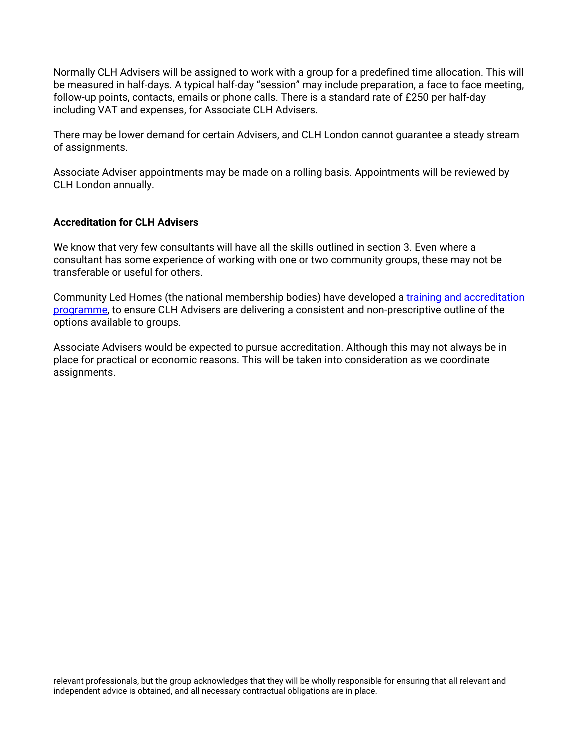Normally CLH Advisers will be assigned to work with a group for a predefined time allocation. This will be measured in half-days. A typical half-day "session" may include preparation, a face to face meeting, follow-up points, contacts, emails or phone calls. There is a standard rate of £250 per half-day including VAT and expenses, for Associate CLH Advisers.

There may be lower demand for certain Advisers, and CLH London cannot guarantee a steady stream of assignments.

Associate Adviser appointments may be made on a rolling basis. Appointments will be reviewed by CLH London annually.

**Accreditation for CLH Advisers**

We know that very few consultants will have all the skills outlined in section 3. Even where a consultant has some experience of working with one or two community groups, these may not be transferable or useful for others.

Community Led Homes (the national membership bodies) have developed a [training and accreditation programme](), to ensure CLH Advisers are delivering a consistent and non-prescriptive outline of the options available to groups.

Associate Advisers would be expected to pursue accreditation. Although this may not always be in place for practical or economic reasons. This will be taken into consideration as we coordinate assignments.

---

relevant professionals, but the group acknowledges that they will be wholly responsible for ensuring that all relevant and independent advice is obtained, and all necessary contractual obligations are in place.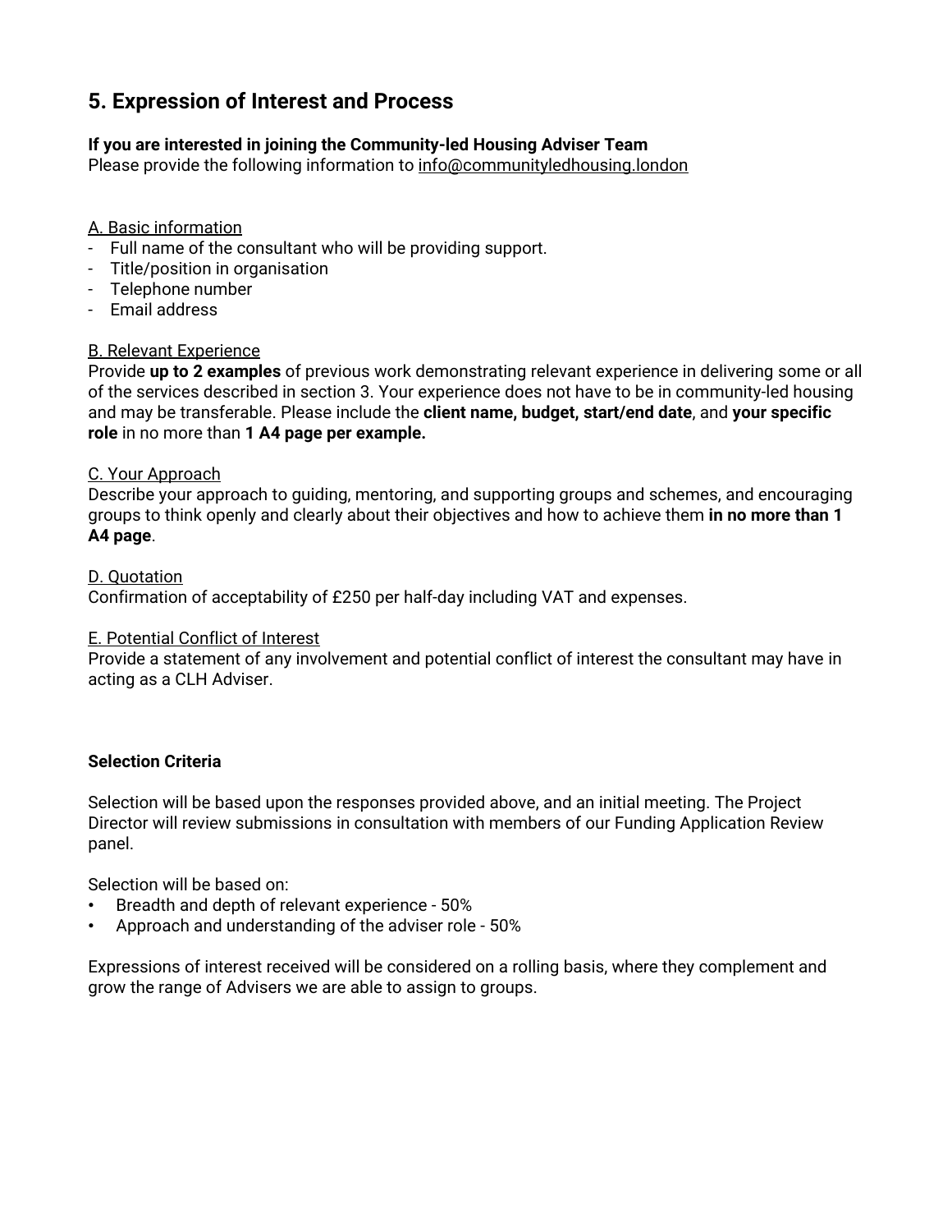## 5. Expression of Interest and Process

**If you are interested in joining the Community-led Housing Adviser Team**
Please provide the following information to info@communityledhousing.london

A. Basic information

- Full name of the consultant who will be providing support.
- Title/position in organisation
- Telephone number
- Email address

B. Relevant Experience

Provide **up to 2 examples** of previous work demonstrating relevant experience in delivering some or all of the services described in section 3. Your experience does not have to be in community-led housing and may be transferable. Please include the **client name, budget, start/end date**, and **your specific role** in no more than **1 A4 page per example.**

C. Your Approach

Describe your approach to guiding, mentoring, and supporting groups and schemes, and encouraging groups to think openly and clearly about their objectives and how to achieve them **in no more than 1 A4 page**.

D. Quotation

Confirmation of acceptability of £250 per half-day including VAT and expenses.

E. Potential Conflict of Interest

Provide a statement of any involvement and potential conflict of interest the consultant may have in acting as a CLH Adviser.

**Selection Criteria**

Selection will be based upon the responses provided above, and an initial meeting. The Project Director will review submissions in consultation with members of our Funding Application Review panel.

Selection will be based on:

- Breadth and depth of relevant experience - 50%
- Approach and understanding of the adviser role - 50%

Expressions of interest received will be considered on a rolling basis, where they complement and grow the range of Advisers we are able to assign to groups.